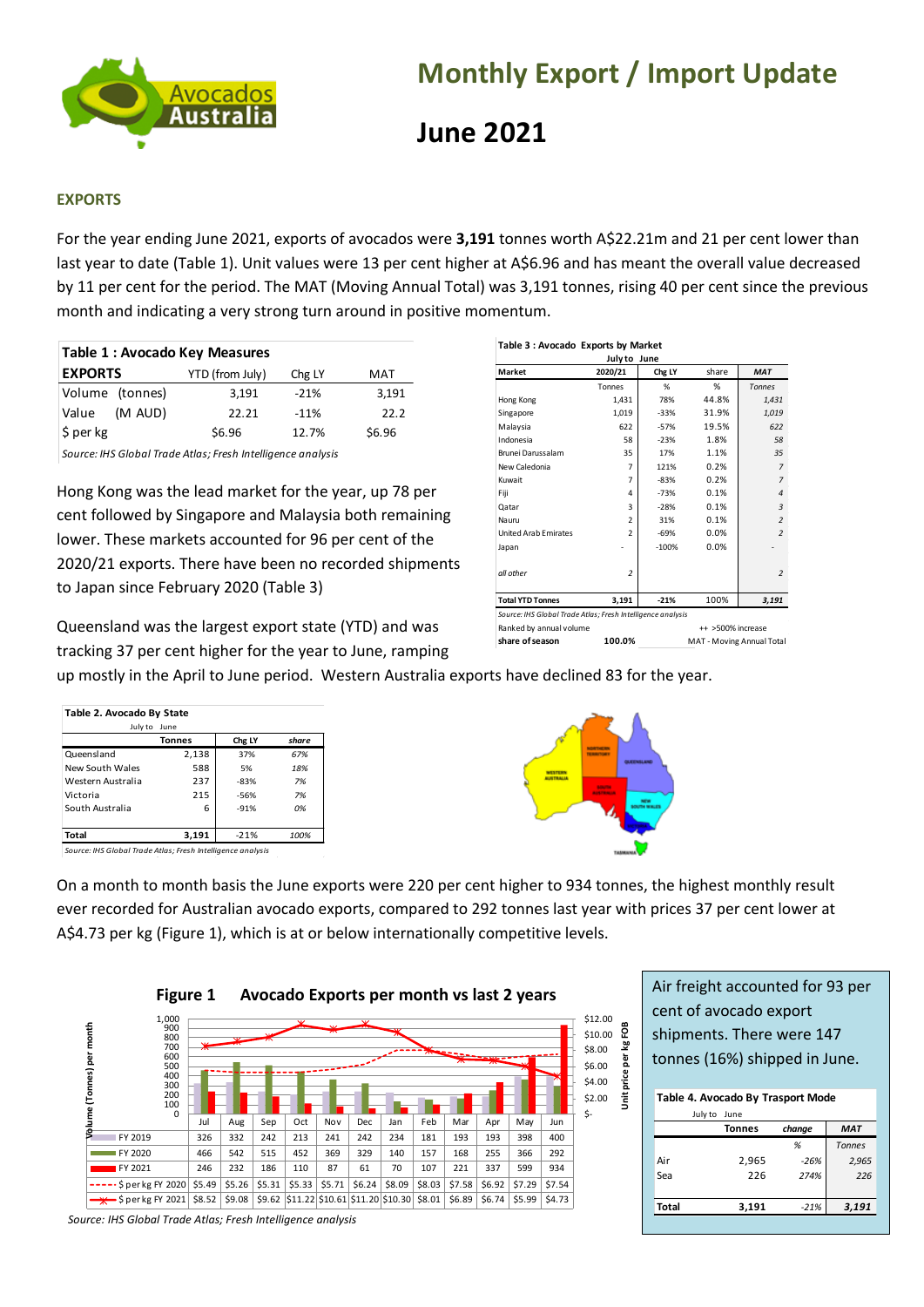# Monthly Export / Import Update

# June 2021

## EXPORTS

For the year ending June 2021, exports of avocados were **3,191** tonnes worth A$22.21m and 21 per cent lower than last year to date (Table 1). Unit values were 13 per cent higher at A$6.96 and has meant the overall value decreased by 11 per cent for the period. The MAT (Moving Annual Total) was 3,191 tonnes, rising 40 per cent since the previous month and indicating a very strong turn around in positive momentum.

**Table 1 : Avocado Key Measures**

| EXPORTS | YTD (from July) | Chg LY | MAT |
|---|---|---|---|
| Volume (tonnes) | 3,191 | -21% | 3,191 |
| Value (M AUD) | 22.21 | -11% | 22.2 |
| $ per kg | $6.96 | 12.7% | $6.96 |

*Source: IHS Global Trade Atlas; Fresh Intelligence analysis*

Hong Kong was the lead market for the year, up 78 per cent followed by Singapore and Malaysia both remaining lower. These markets accounted for 96 per cent of the 2020/21 exports. There have been no recorded shipments to Japan since February 2020 (Table 3)

**Table 3 : Avocado Exports by Market**
July to June

| Market | 2020/21 | Chg LY | share | MAT |
|---|---|---|---|---|
| | Tonnes | % | % | Tonnes |
| Hong Kong | 1,431 | 78% | 44.8% | 1,431 |
| Singapore | 1,019 | -33% | 31.9% | 1,019 |
| Malaysia | 622 | -57% | 19.5% | 622 |
| Indonesia | 58 | -23% | 1.8% | 58 |
| Brunei Darussalam | 35 | 17% | 1.1% | 35 |
| New Caledonia | 7 | 121% | 0.2% | 7 |
| Kuwait | 7 | -83% | 0.2% | 7 |
| Fiji | 4 | -73% | 0.1% | 4 |
| Qatar | 3 | -28% | 0.1% | 3 |
| Nauru | 2 | 31% | 0.1% | 2 |
| United Arab Emirates | 2 | -69% | 0.0% | 2 |
| Japan | - | -100% | 0.0% | - |
| all other | 2 | | | 2 |
| **Total YTD Tonnes** | **3,191** | **-21%** | 100% | **3,191** |

*Source: IHS Global Trade Atlas; Fresh Intelligence analysis*

Ranked by annual volume — ++ >500% increase

share of season 100.0% — MAT - Moving Annual Total

Queensland was the largest export state (YTD) and was tracking 37 per cent higher for the year to June, ramping up mostly in the April to June period. Western Australia exports have declined 83 for the year.

**Table 2. Avocado By State**
July to June

| | Tonnes | Chg LY | share |
|---|---|---|---|
| Queensland | 2,138 | 37% | 67% |
| New South Wales | 588 | 5% | 18% |
| Western Australia | 237 | -83% | 7% |
| Victoria | 215 | -56% | 7% |
| South Australia | 6 | -91% | 0% |
| **Total** | **3,191** | -21% | 100% |

*Source: IHS Global Trade Atlas; Fresh Intelligence analysis*

NORTHERN TERRITORY
QUEENSLAND
WESTERN AUSTRALIA
SOUTH AUSTRALIA
NEW SOUTH WALES
TASMANIA

On a month to month basis the June exports were 220 per cent higher to 934 tonnes, the highest monthly result ever recorded for Australian avocado exports, compared to 292 tonnes last year with prices 37 per cent lower at A$4.73 per kg (Figure 1), which is at or below internationally competitive levels.

**Figure 1 Avocado Exports per month vs last 2 years**

Volume (Tonnes) per month
Unit price per kg FOB

| | Jul | Aug | Sep | Oct | Nov | Dec | Jan | Feb | Mar | Apr | May | Jun |
|---|---|---|---|---|---|---|---|---|---|---|---|---|
| FY 2019 | 326 | 332 | 242 | 213 | 241 | 242 | 234 | 181 | 193 | 193 | 398 | 400 |
| FY 2020 | 466 | 542 | 515 | 452 | 369 | 329 | 140 | 157 | 168 | 255 | 366 | 292 |
| FY 2021 | 246 | 232 | 186 | 110 | 87 | 61 | 70 | 107 | 221 | 337 | 599 | 934 |
| $ per kg FY 2020 | $5.49 | $5.26 | $5.31 | $5.33 | $5.71 | $6.24 | $8.09 | $8.03 | $7.58 | $6.92 | $7.29 | $7.54 |
| $ per kg FY 2021 | $8.52 | $9.08 | $9.62 | $11.22 | $10.61 | $11.20 | $10.30 | $8.01 | $6.89 | $6.74 | $5.99 | $4.73 |

*Source: IHS Global Trade Atlas; Fresh Intelligence analysis*

Air freight accounted for 93 per cent of avocado export shipments. There were 147 tonnes (16%) shipped in June.

**Table 4. Avocado By Trasport Mode**
July to June

| | Tonnes | change | MAT |
|---|---|---|---|
| | | % | Tonnes |
| Air | 2,965 | -26% | 2,965 |
| Sea | 226 | 274% | 226 |
| **Total** | **3,191** | -21% | **3,191** |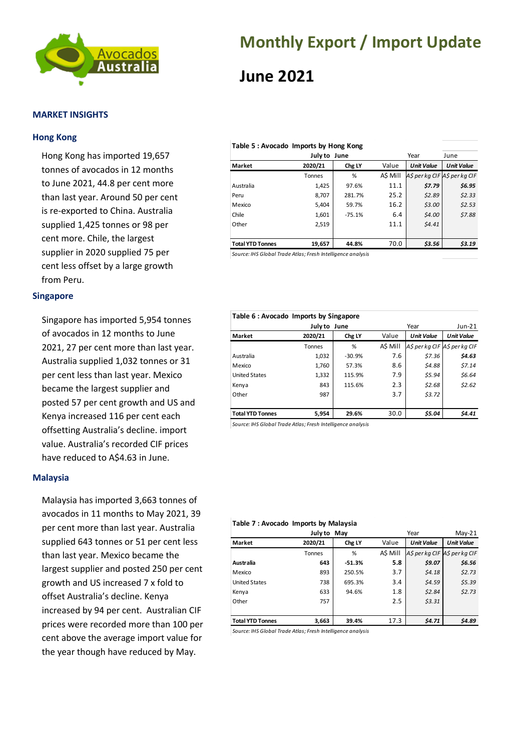# Monthly Export / Import Update

# June 2021

## MARKET INSIGHTS

### Hong Kong

Hong Kong has imported 19,657 tonnes of avocados in 12 months to June 2021, 44.8 per cent more than last year. Around 50 per cent is re-exported to China. Australia supplied 1,425 tonnes or 98 per cent more. Chile, the largest supplier in 2020 supplied 75 per cent less offset by a large growth from Peru.

**Table 5 : Avocado Imports by Hong Kong**

| | July to June | | | Year | June |
|---|---|---|---|---|---|
| **Market** | **2020/21** | **Chg LY** | Value | ***Unit Value*** | ***Unit Value*** |
| | Tonnes | % | A$ Mill | *A$ per kg CIF* | *A$ per kg CIF* |
| Australia | 1,425 | 97.6% | 11.1 | ***$7.79*** | ***$6.95*** |
| Peru | 8,707 | 281.7% | 25.2 | *$2.89* | *$2.33* |
| Mexico | 5,404 | 59.7% | 16.2 | *$3.00* | *$2.53* |
| Chile | 1,601 | -75.1% | 6.4 | *$4.00* | *$7.88* |
| Other | 2,519 | | 11.1 | *$4.41* | |
| **Total YTD Tonnes** | **19,657** | **44.8%** | 70.0 | ***$3.56*** | ***$3.19*** |

*Source: IHS Global Trade Atlas; Fresh Intelligence analysis*

### Singapore

Singapore has imported 5,954 tonnes of avocados in 12 months to June 2021, 27 per cent more than last year. Australia supplied 1,032 tonnes or 31 per cent less than last year. Mexico became the largest supplier and posted 57 per cent growth and US and Kenya increased 116 per cent each offsetting Australia's decline. import value. Australia's recorded CIF prices have reduced to A$4.63 in June.

**Table 6 : Avocado Imports by Singapore**

| | July to June | | | Year | Jun-21 |
|---|---|---|---|---|---|
| **Market** | **2020/21** | **Chg LY** | Value | ***Unit Value*** | ***Unit Value*** |
| | Tonnes | % | A$ Mill | *A$ per kg CIF* | *A$ per kg CIF* |
| Australia | 1,032 | -30.9% | 7.6 | *$7.36* | ***$4.63*** |
| Mexico | 1,760 | 57.3% | 8.6 | *$4.88* | *$7.14* |
| United States | 1,332 | 115.9% | 7.9 | *$5.94* | *$6.64* |
| Kenya | 843 | 115.6% | 2.3 | *$2.68* | *$2.62* |
| Other | 987 | | 3.7 | *$3.72* | |
| **Total YTD Tonnes** | **5,954** | **29.6%** | 30.0 | ***$5.04*** | ***$4.41*** |

*Source: IHS Global Trade Atlas; Fresh Intelligence analysis*

### Malaysia

Malaysia has imported 3,663 tonnes of avocados in 11 months to May 2021, 39 per cent more than last year. Australia supplied 643 tonnes or 51 per cent less than last year. Mexico became the largest supplier and posted 250 per cent growth and US increased 7 x fold to offset Australia's decline. Kenya increased by 94 per cent. Australian CIF prices were recorded more than 100 per cent above the average import value for the year though have reduced by May.

**Table 7 : Avocado Imports by Malaysia**

| | July to May | | | Year | May-21 |
|---|---|---|---|---|---|
| **Market** | **2020/21** | **Chg LY** | Value | ***Unit Value*** | ***Unit Value*** |
| | Tonnes | % | A$ Mill | *A$ per kg CIF* | *A$ per kg CIF* |
| **Australia** | **643** | **-51.3%** | **5.8** | ***$9.07*** | ***$6.56*** |
| Mexico | 893 | 250.5% | 3.7 | *$4.18* | *$2.73* |
| United States | 738 | 695.3% | 3.4 | *$4.59* | *$5.39* |
| Kenya | 633 | 94.6% | 1.8 | *$2.84* | *$2.73* |
| Other | 757 | | 2.5 | *$3.31* | |
| **Total YTD Tonnes** | **3,663** | **39.4%** | 17.3 | ***$4.71*** | ***$4.89*** |

*Source: IHS Global Trade Atlas; Fresh Intelligence analysis*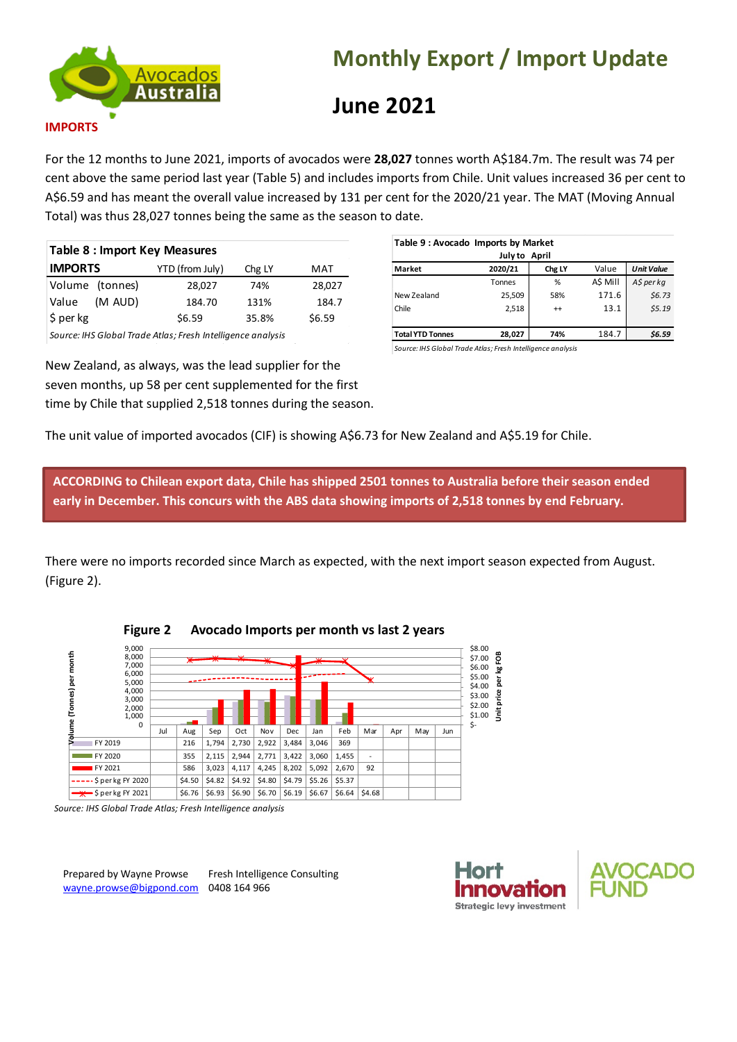# Monthly Export / Import Update

# June 2021

## IMPORTS

For the 12 months to June 2021, imports of avocados were **28,027** tonnes worth A$184.7m. The result was 74 per cent above the same period last year (Table 5) and includes imports from Chile. Unit values increased 36 per cent to A$6.59 and has meant the overall value increased by 131 per cent for the 2020/21 year. The MAT (Moving Annual Total) was thus 28,027 tonnes being the same as the season to date.

**Table 8 : Import Key Measures**

| IMPORTS | YTD (from July) | Chg LY | MAT |
|---|---|---|---|
| Volume (tonnes) | 28,027 | 74% | 28,027 |
| Value (M AUD) | 184.70 | 131% | 184.7 |
| $ per kg | $6.59 | 35.8% | $6.59 |

*Source: IHS Global Trade Atlas; Fresh Intelligence analysis*

**Table 9 : Avocado Imports by Market**
**July to April**

| Market | 2020/21 | Chg LY | Value | *Unit Value* |
|---|---|---|---|---|
| | Tonnes | % | A$ Mill | *A$ per kg* |
| New Zealand | 25,509 | 58% | 171.6 | *$6.73* |
| Chile | 2,518 | ++ | 13.1 | *$5.19* |
| **Total YTD Tonnes** | **28,027** | **74%** | 184.7 | ***$6.59*** |

*Source: IHS Global Trade Atlas; Fresh Intelligence analysis*

New Zealand, as always, was the lead supplier for the seven months, up 58 per cent supplemented for the first time by Chile that supplied 2,518 tonnes during the season.

The unit value of imported avocados (CIF) is showing A$6.73 for New Zealand and A$5.19 for Chile.

**ACCORDING to Chilean export data, Chile has shipped 2501 tonnes to Australia before their season ended early in December. This concurs with the ABS data showing imports of 2,518 tonnes by end February.**

There were no imports recorded since March as expected, with the next import season expected from August. (Figure 2).

**Figure 2 Avocado Imports per month vs last 2 years**

Volume (Tonnes) per month
9,000
8,000
7,000
6,000
5,000
4,000
3,000
2,000
1,000
0

Unit price per kg FOB
$8.00
$7.00
$6.00
$5.00
$4.00
$3.00
$2.00
$1.00
$-

| | Jul | Aug | Sep | Oct | Nov | Dec | Jan | Feb | Mar | Apr | May | Jun |
|---|---|---|---|---|---|---|---|---|---|---|---|---|
| FY 2019 | | 216 | 1,794 | 2,730 | 2,922 | 3,484 | 3,046 | 369 | | | | |
| FY 2020 | | 355 | 2,115 | 2,944 | 2,771 | 3,422 | 3,060 | 1,455 | - | | | |
| FY 2021 | | 586 | 3,023 | 4,117 | 4,245 | 8,202 | 5,092 | 2,670 | 92 | | | |
| $ per kg FY 2020 | | $4.50 | $4.82 | $4.92 | $4.80 | $4.79 | $5.26 | $5.37 | | | | |
| $ per kg FY 2021 | | $6.76 | $6.93 | $6.90 | $6.70 | $6.19 | $6.67 | $6.64 | $4.68 | | | |

*Source: IHS Global Trade Atlas; Fresh Intelligence analysis*

Prepared by Wayne Prowse
wayne.prowse@bigpond.com

Fresh Intelligence Consulting
0408 164 966